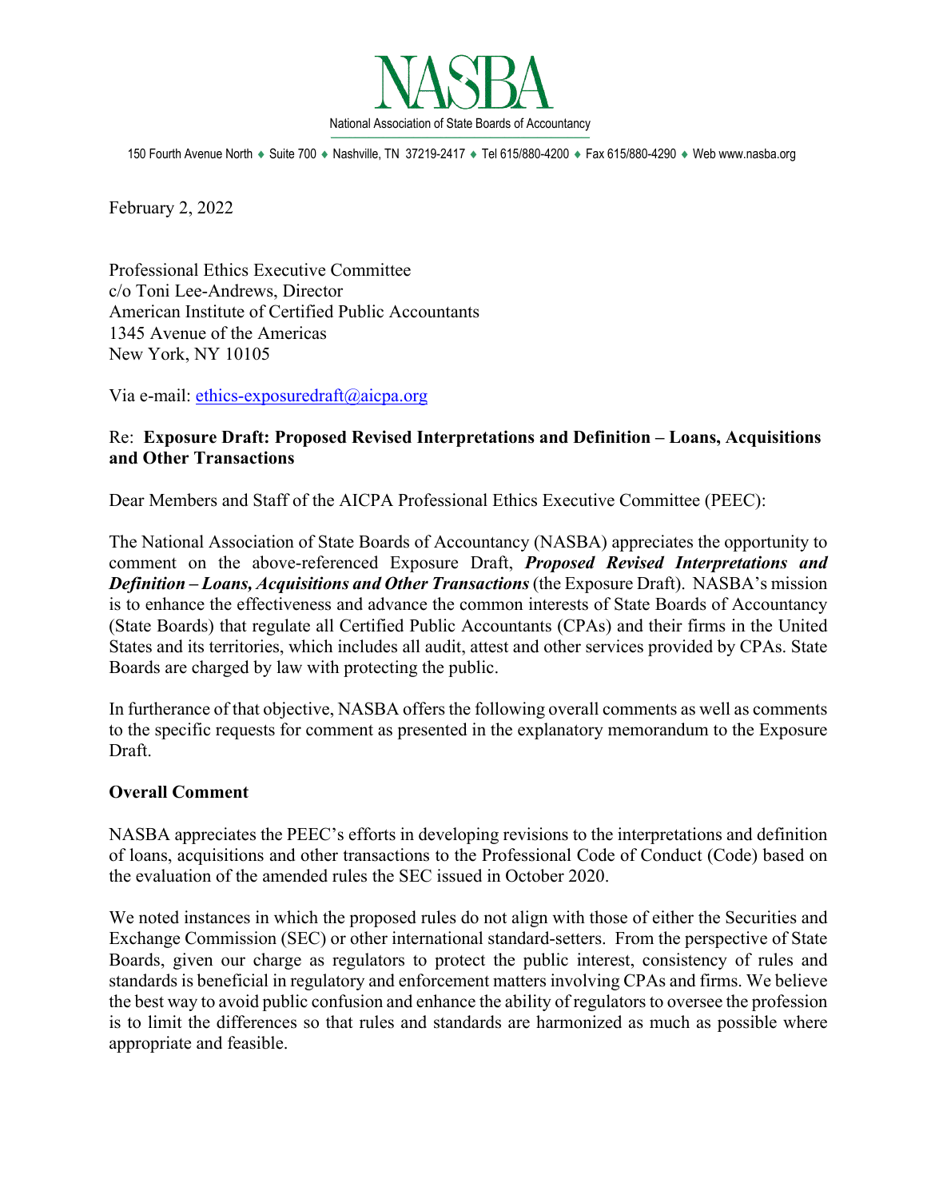# NASBA

National Association of State Boards of Accountancy

150 Fourth Avenue North ♦ Suite 700 ♦ Nashville, TN 37219-2417 ♦ Tel 615/880-4200 ♦ Fax 615/880-4290 ♦ Web www.nasba.org

February 2, 2022

Professional Ethics Executive Committee
c/o Toni Lee-Andrews, Director
American Institute of Certified Public Accountants
1345 Avenue of the Americas
New York, NY 10105

Via e-mail: ethics-exposuredraft@aicpa.org

Re: **Exposure Draft: Proposed Revised Interpretations and Definition – Loans, Acquisitions and Other Transactions**

Dear Members and Staff of the AICPA Professional Ethics Executive Committee (PEEC):

The National Association of State Boards of Accountancy (NASBA) appreciates the opportunity to comment on the above-referenced Exposure Draft, ***Proposed Revised Interpretations and Definition – Loans, Acquisitions and Other Transactions*** (the Exposure Draft). NASBA's mission is to enhance the effectiveness and advance the common interests of State Boards of Accountancy (State Boards) that regulate all Certified Public Accountants (CPAs) and their firms in the United States and its territories, which includes all audit, attest and other services provided by CPAs. State Boards are charged by law with protecting the public.

In furtherance of that objective, NASBA offers the following overall comments as well as comments to the specific requests for comment as presented in the explanatory memorandum to the Exposure Draft.

**Overall Comment**

NASBA appreciates the PEEC's efforts in developing revisions to the interpretations and definition of loans, acquisitions and other transactions to the Professional Code of Conduct (Code) based on the evaluation of the amended rules the SEC issued in October 2020.

We noted instances in which the proposed rules do not align with those of either the Securities and Exchange Commission (SEC) or other international standard-setters. From the perspective of State Boards, given our charge as regulators to protect the public interest, consistency of rules and standards is beneficial in regulatory and enforcement matters involving CPAs and firms. We believe the best way to avoid public confusion and enhance the ability of regulators to oversee the profession is to limit the differences so that rules and standards are harmonized as much as possible where appropriate and feasible.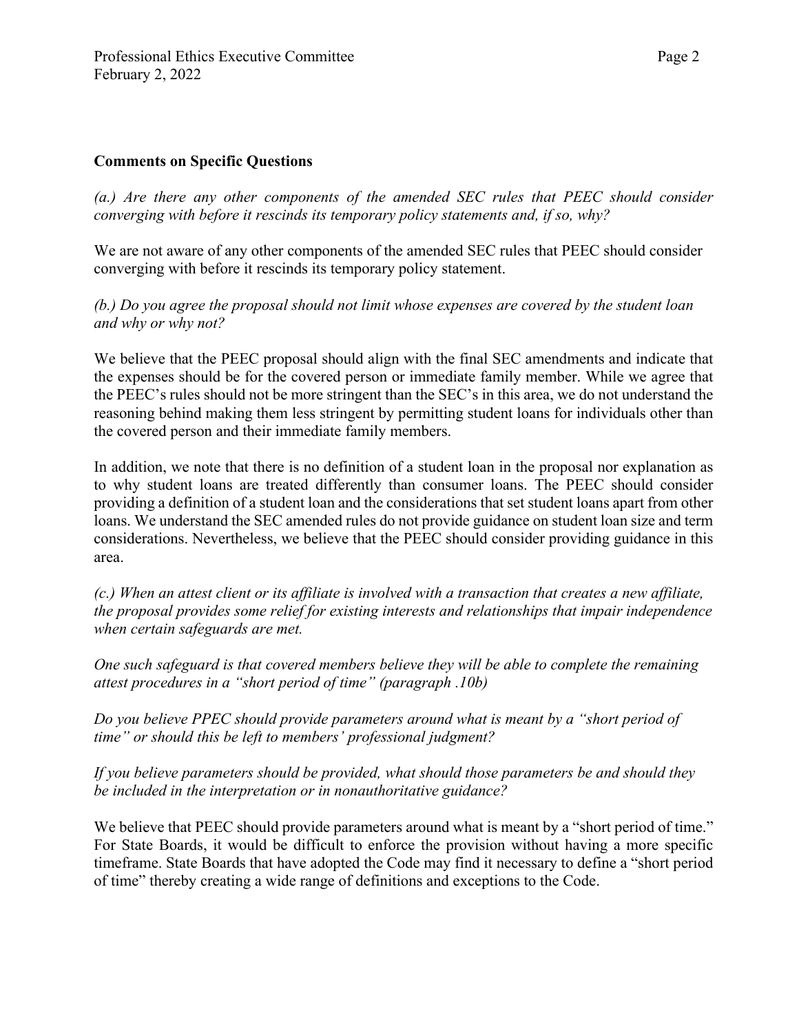**Comments on Specific Questions**

*(a.) Are there any other components of the amended SEC rules that PEEC should consider converging with before it rescinds its temporary policy statements and, if so, why?*

We are not aware of any other components of the amended SEC rules that PEEC should consider converging with before it rescinds its temporary policy statement.

*(b.) Do you agree the proposal should not limit whose expenses are covered by the student loan and why or why not?*

We believe that the PEEC proposal should align with the final SEC amendments and indicate that the expenses should be for the covered person or immediate family member. While we agree that the PEEC's rules should not be more stringent than the SEC's in this area, we do not understand the reasoning behind making them less stringent by permitting student loans for individuals other than the covered person and their immediate family members.

In addition, we note that there is no definition of a student loan in the proposal nor explanation as to why student loans are treated differently than consumer loans. The PEEC should consider providing a definition of a student loan and the considerations that set student loans apart from other loans. We understand the SEC amended rules do not provide guidance on student loan size and term considerations. Nevertheless, we believe that the PEEC should consider providing guidance in this area.

*(c.) When an attest client or its affiliate is involved with a transaction that creates a new affiliate, the proposal provides some relief for existing interests and relationships that impair independence when certain safeguards are met.*

*One such safeguard is that covered members believe they will be able to complete the remaining attest procedures in a "short period of time" (paragraph .10b)*

*Do you believe PPEC should provide parameters around what is meant by a "short period of time" or should this be left to members' professional judgment?*

*If you believe parameters should be provided, what should those parameters be and should they be included in the interpretation or in nonauthoritative guidance?*

We believe that PEEC should provide parameters around what is meant by a "short period of time." For State Boards, it would be difficult to enforce the provision without having a more specific timeframe. State Boards that have adopted the Code may find it necessary to define a "short period of time" thereby creating a wide range of definitions and exceptions to the Code.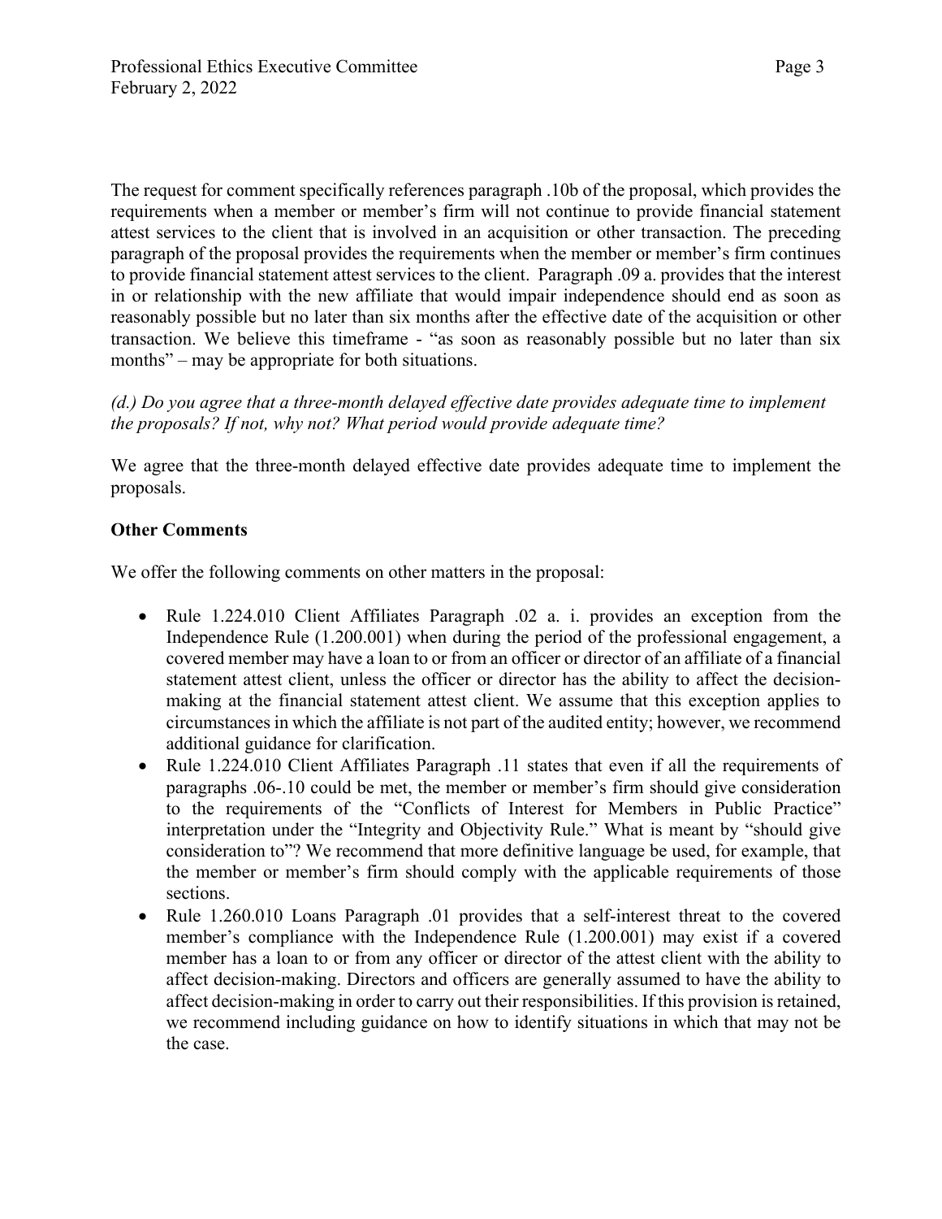The request for comment specifically references paragraph .10b of the proposal, which provides the requirements when a member or member's firm will not continue to provide financial statement attest services to the client that is involved in an acquisition or other transaction. The preceding paragraph of the proposal provides the requirements when the member or member's firm continues to provide financial statement attest services to the client. Paragraph .09 a. provides that the interest in or relationship with the new affiliate that would impair independence should end as soon as reasonably possible but no later than six months after the effective date of the acquisition or other transaction. We believe this timeframe - "as soon as reasonably possible but no later than six months" – may be appropriate for both situations.

*(d.) Do you agree that a three-month delayed effective date provides adequate time to implement the proposals? If not, why not? What period would provide adequate time?*

We agree that the three-month delayed effective date provides adequate time to implement the proposals.

**Other Comments**

We offer the following comments on other matters in the proposal:

- Rule 1.224.010 Client Affiliates Paragraph .02 a. i. provides an exception from the Independence Rule (1.200.001) when during the period of the professional engagement, a covered member may have a loan to or from an officer or director of an affiliate of a financial statement attest client, unless the officer or director has the ability to affect the decision-making at the financial statement attest client. We assume that this exception applies to circumstances in which the affiliate is not part of the audited entity; however, we recommend additional guidance for clarification.
- Rule 1.224.010 Client Affiliates Paragraph .11 states that even if all the requirements of paragraphs .06-.10 could be met, the member or member's firm should give consideration to the requirements of the "Conflicts of Interest for Members in Public Practice" interpretation under the "Integrity and Objectivity Rule." What is meant by "should give consideration to"? We recommend that more definitive language be used, for example, that the member or member's firm should comply with the applicable requirements of those sections.
- Rule 1.260.010 Loans Paragraph .01 provides that a self-interest threat to the covered member's compliance with the Independence Rule (1.200.001) may exist if a covered member has a loan to or from any officer or director of the attest client with the ability to affect decision-making. Directors and officers are generally assumed to have the ability to affect decision-making in order to carry out their responsibilities. If this provision is retained, we recommend including guidance on how to identify situations in which that may not be the case.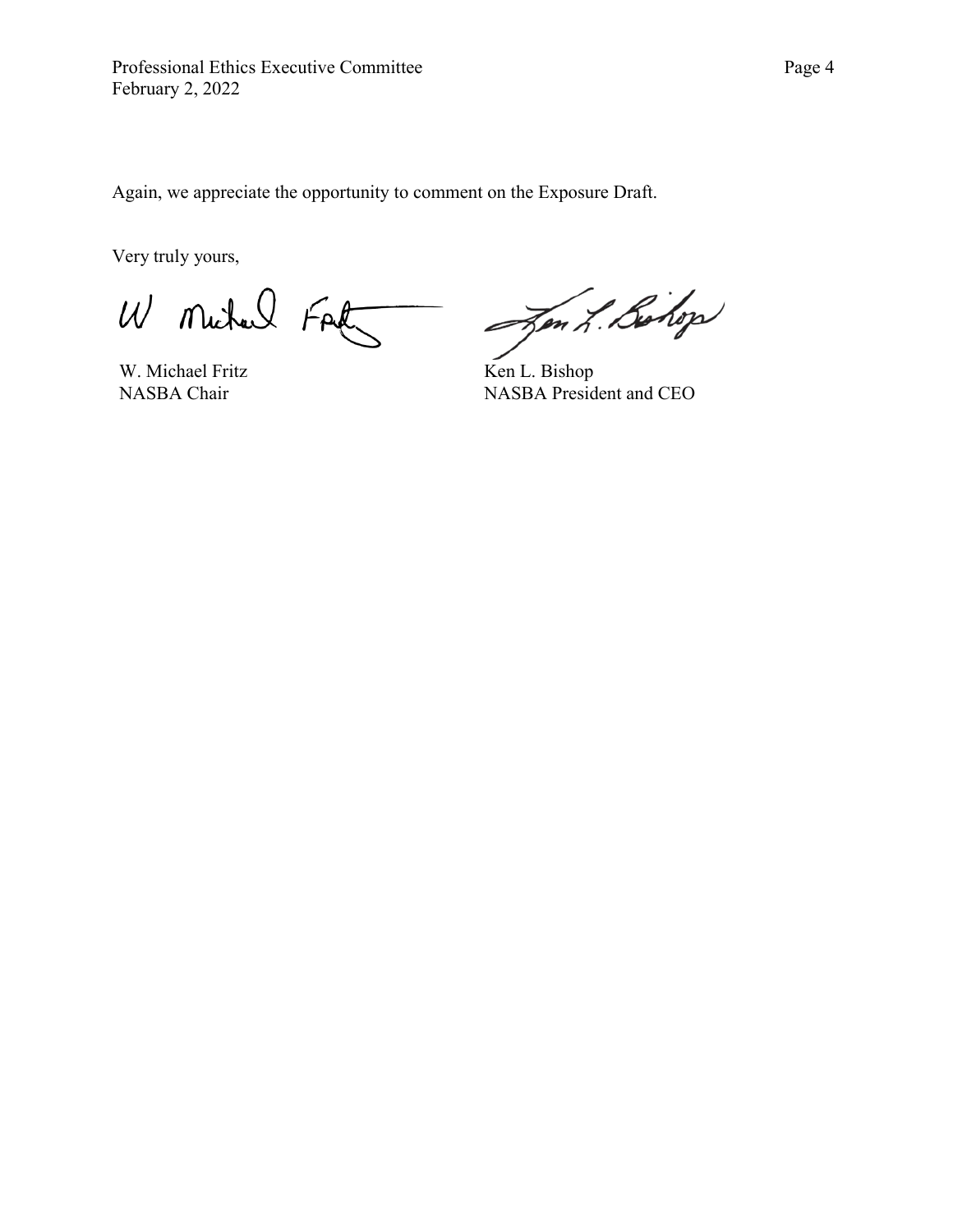Again, we appreciate the opportunity to comment on the Exposure Draft.

Very truly yours,

W. Michael Fritz
NASBA Chair

Ken L. Bishop
NASBA President and CEO